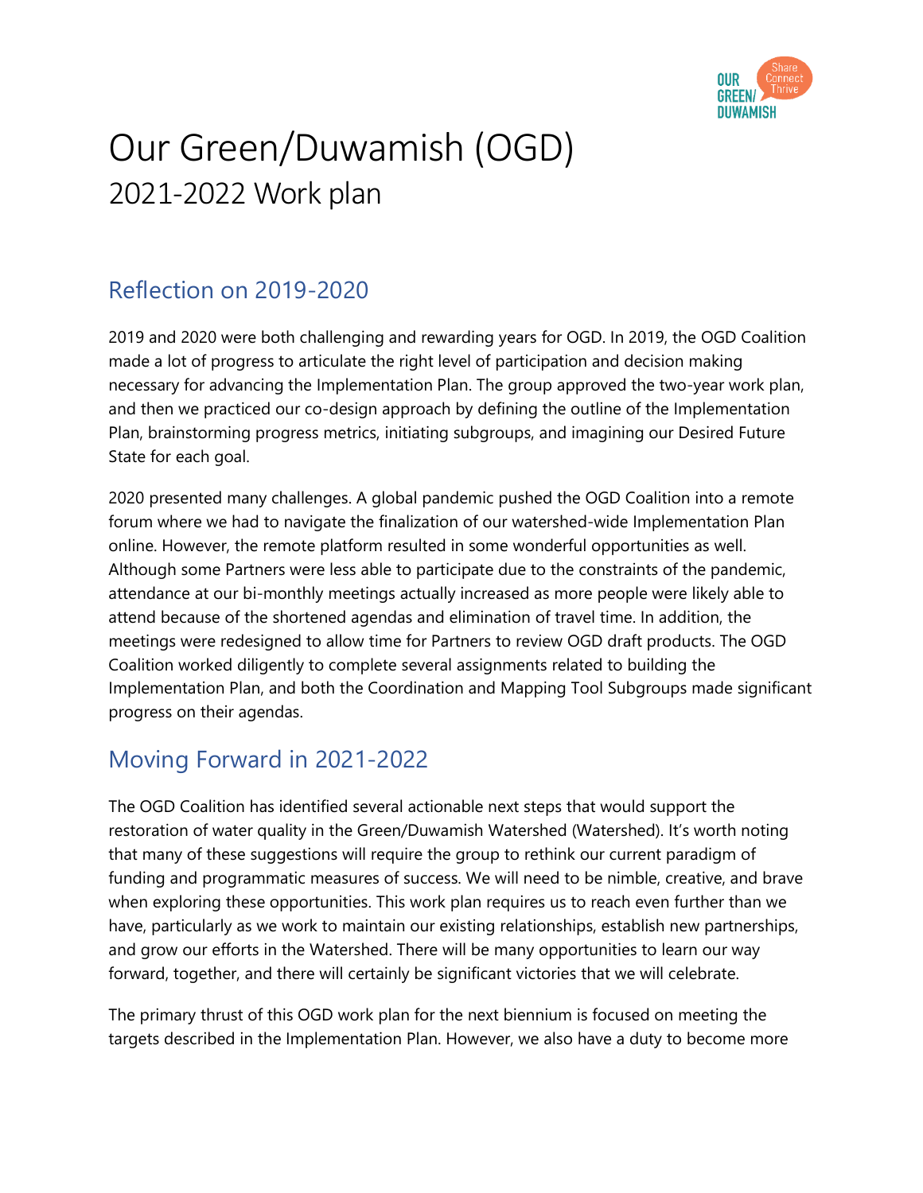# Our Green/Duwamish (OGD)

## 2021-2022 Work plan

## Reflection on 2019-2020

2019 and 2020 were both challenging and rewarding years for OGD. In 2019, the OGD Coalition made a lot of progress to articulate the right level of participation and decision making necessary for advancing the Implementation Plan. The group approved the two-year work plan, and then we practiced our co-design approach by defining the outline of the Implementation Plan, brainstorming progress metrics, initiating subgroups, and imagining our Desired Future State for each goal.

2020 presented many challenges. A global pandemic pushed the OGD Coalition into a remote forum where we had to navigate the finalization of our watershed-wide Implementation Plan online. However, the remote platform resulted in some wonderful opportunities as well. Although some Partners were less able to participate due to the constraints of the pandemic, attendance at our bi-monthly meetings actually increased as more people were likely able to attend because of the shortened agendas and elimination of travel time. In addition, the meetings were redesigned to allow time for Partners to review OGD draft products. The OGD Coalition worked diligently to complete several assignments related to building the Implementation Plan, and both the Coordination and Mapping Tool Subgroups made significant progress on their agendas.

## Moving Forward in 2021-2022

The OGD Coalition has identified several actionable next steps that would support the restoration of water quality in the Green/Duwamish Watershed (Watershed). It's worth noting that many of these suggestions will require the group to rethink our current paradigm of funding and programmatic measures of success. We will need to be nimble, creative, and brave when exploring these opportunities. This work plan requires us to reach even further than we have, particularly as we work to maintain our existing relationships, establish new partnerships, and grow our efforts in the Watershed. There will be many opportunities to learn our way forward, together, and there will certainly be significant victories that we will celebrate.

The primary thrust of this OGD work plan for the next biennium is focused on meeting the targets described in the Implementation Plan. However, we also have a duty to become more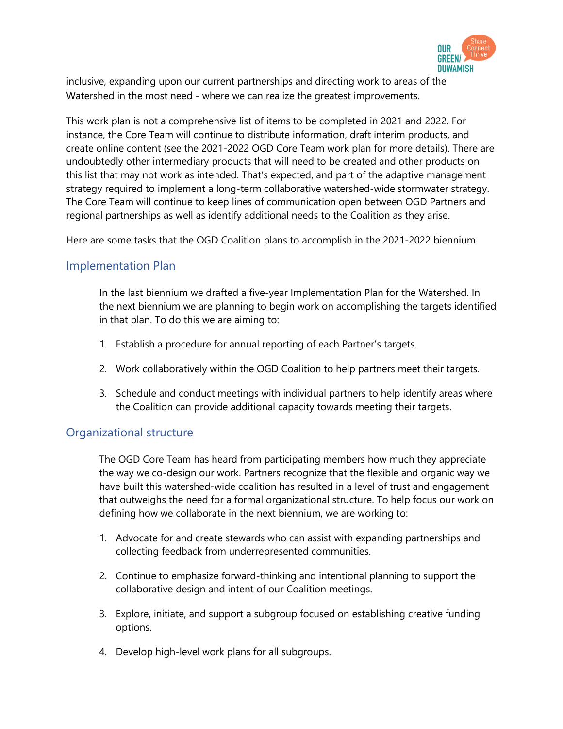inclusive, expanding upon our current partnerships and directing work to areas of the Watershed in the most need - where we can realize the greatest improvements.

This work plan is not a comprehensive list of items to be completed in 2021 and 2022. For instance, the Core Team will continue to distribute information, draft interim products, and create online content (see the 2021-2022 OGD Core Team work plan for more details). There are undoubtedly other intermediary products that will need to be created and other products on this list that may not work as intended. That's expected, and part of the adaptive management strategy required to implement a long-term collaborative watershed-wide stormwater strategy. The Core Team will continue to keep lines of communication open between OGD Partners and regional partnerships as well as identify additional needs to the Coalition as they arise.

Here are some tasks that the OGD Coalition plans to accomplish in the 2021-2022 biennium.

## Implementation Plan

In the last biennium we drafted a five-year Implementation Plan for the Watershed. In the next biennium we are planning to begin work on accomplishing the targets identified in that plan. To do this we are aiming to:

1. Establish a procedure for annual reporting of each Partner's targets.
2. Work collaboratively within the OGD Coalition to help partners meet their targets.
3. Schedule and conduct meetings with individual partners to help identify areas where the Coalition can provide additional capacity towards meeting their targets.

## Organizational structure

The OGD Core Team has heard from participating members how much they appreciate the way we co-design our work. Partners recognize that the flexible and organic way we have built this watershed-wide coalition has resulted in a level of trust and engagement that outweighs the need for a formal organizational structure. To help focus our work on defining how we collaborate in the next biennium, we are working to:

1. Advocate for and create stewards who can assist with expanding partnerships and collecting feedback from underrepresented communities.
2. Continue to emphasize forward-thinking and intentional planning to support the collaborative design and intent of our Coalition meetings.
3. Explore, initiate, and support a subgroup focused on establishing creative funding options.
4. Develop high-level work plans for all subgroups.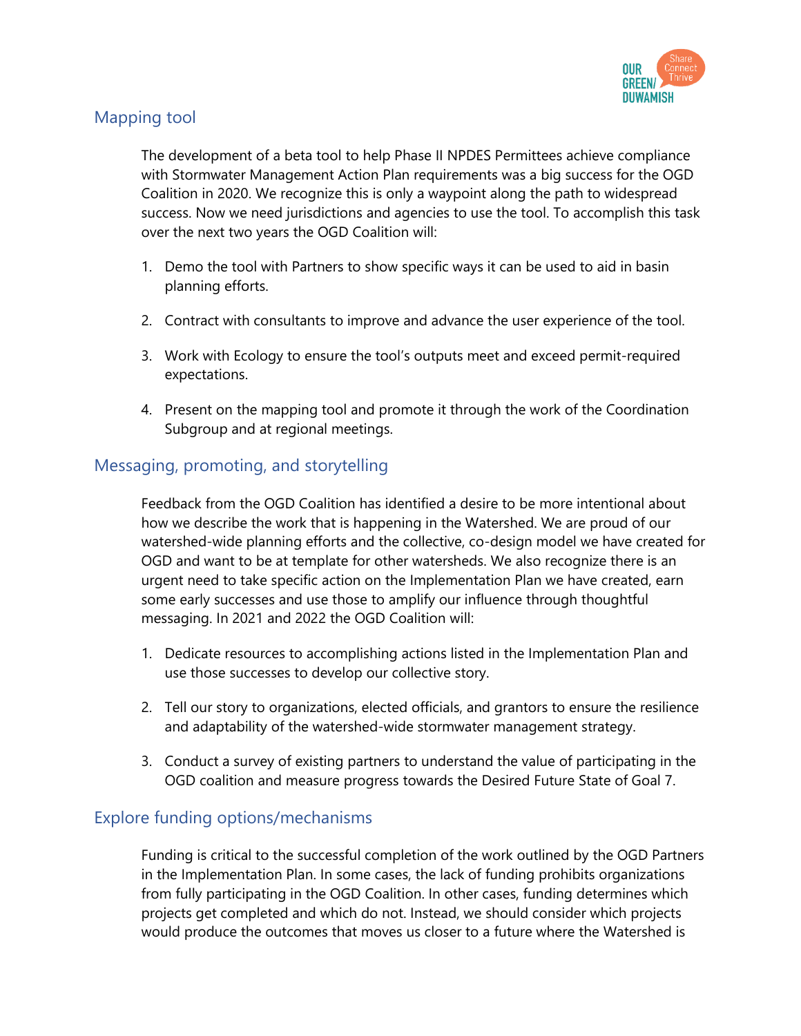## Mapping tool

The development of a beta tool to help Phase II NPDES Permittees achieve compliance with Stormwater Management Action Plan requirements was a big success for the OGD Coalition in 2020. We recognize this is only a waypoint along the path to widespread success. Now we need jurisdictions and agencies to use the tool. To accomplish this task over the next two years the OGD Coalition will:

1. Demo the tool with Partners to show specific ways it can be used to aid in basin planning efforts.
2. Contract with consultants to improve and advance the user experience of the tool.
3. Work with Ecology to ensure the tool's outputs meet and exceed permit-required expectations.
4. Present on the mapping tool and promote it through the work of the Coordination Subgroup and at regional meetings.

## Messaging, promoting, and storytelling

Feedback from the OGD Coalition has identified a desire to be more intentional about how we describe the work that is happening in the Watershed. We are proud of our watershed-wide planning efforts and the collective, co-design model we have created for OGD and want to be at template for other watersheds. We also recognize there is an urgent need to take specific action on the Implementation Plan we have created, earn some early successes and use those to amplify our influence through thoughtful messaging. In 2021 and 2022 the OGD Coalition will:

1. Dedicate resources to accomplishing actions listed in the Implementation Plan and use those successes to develop our collective story.
2. Tell our story to organizations, elected officials, and grantors to ensure the resilience and adaptability of the watershed-wide stormwater management strategy.
3. Conduct a survey of existing partners to understand the value of participating in the OGD coalition and measure progress towards the Desired Future State of Goal 7.

## Explore funding options/mechanisms

Funding is critical to the successful completion of the work outlined by the OGD Partners in the Implementation Plan. In some cases, the lack of funding prohibits organizations from fully participating in the OGD Coalition. In other cases, funding determines which projects get completed and which do not. Instead, we should consider which projects would produce the outcomes that moves us closer to a future where the Watershed is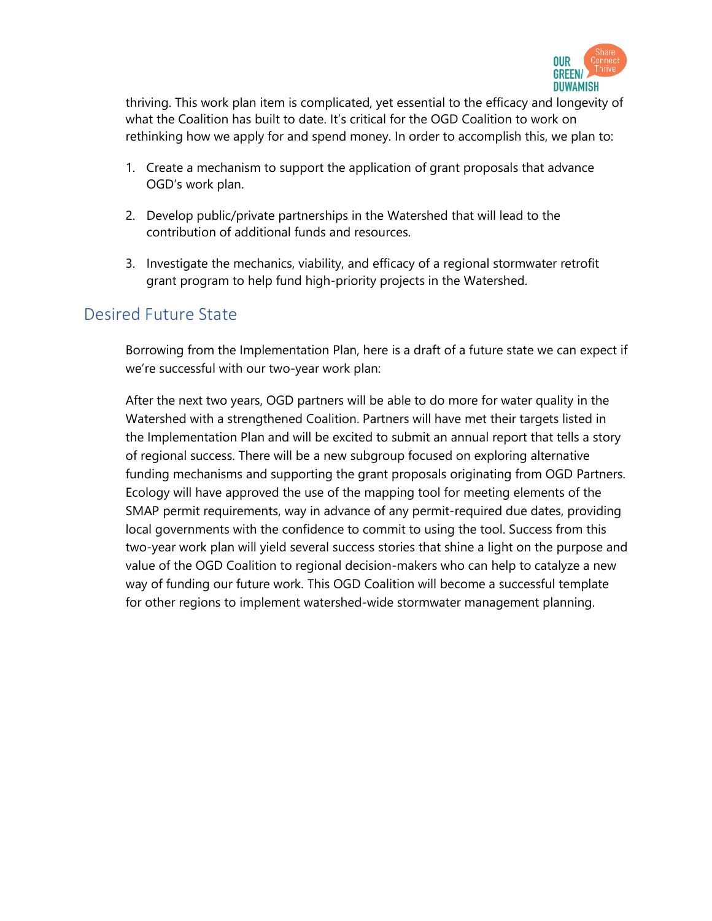thriving. This work plan item is complicated, yet essential to the efficacy and longevity of what the Coalition has built to date. It's critical for the OGD Coalition to work on rethinking how we apply for and spend money. In order to accomplish this, we plan to:

1. Create a mechanism to support the application of grant proposals that advance OGD's work plan.
2. Develop public/private partnerships in the Watershed that will lead to the contribution of additional funds and resources.
3. Investigate the mechanics, viability, and efficacy of a regional stormwater retrofit grant program to help fund high-priority projects in the Watershed.

## Desired Future State

Borrowing from the Implementation Plan, here is a draft of a future state we can expect if we're successful with our two-year work plan:

After the next two years, OGD partners will be able to do more for water quality in the Watershed with a strengthened Coalition. Partners will have met their targets listed in the Implementation Plan and will be excited to submit an annual report that tells a story of regional success. There will be a new subgroup focused on exploring alternative funding mechanisms and supporting the grant proposals originating from OGD Partners. Ecology will have approved the use of the mapping tool for meeting elements of the SMAP permit requirements, way in advance of any permit-required due dates, providing local governments with the confidence to commit to using the tool. Success from this two-year work plan will yield several success stories that shine a light on the purpose and value of the OGD Coalition to regional decision-makers who can help to catalyze a new way of funding our future work. This OGD Coalition will become a successful template for other regions to implement watershed-wide stormwater management planning.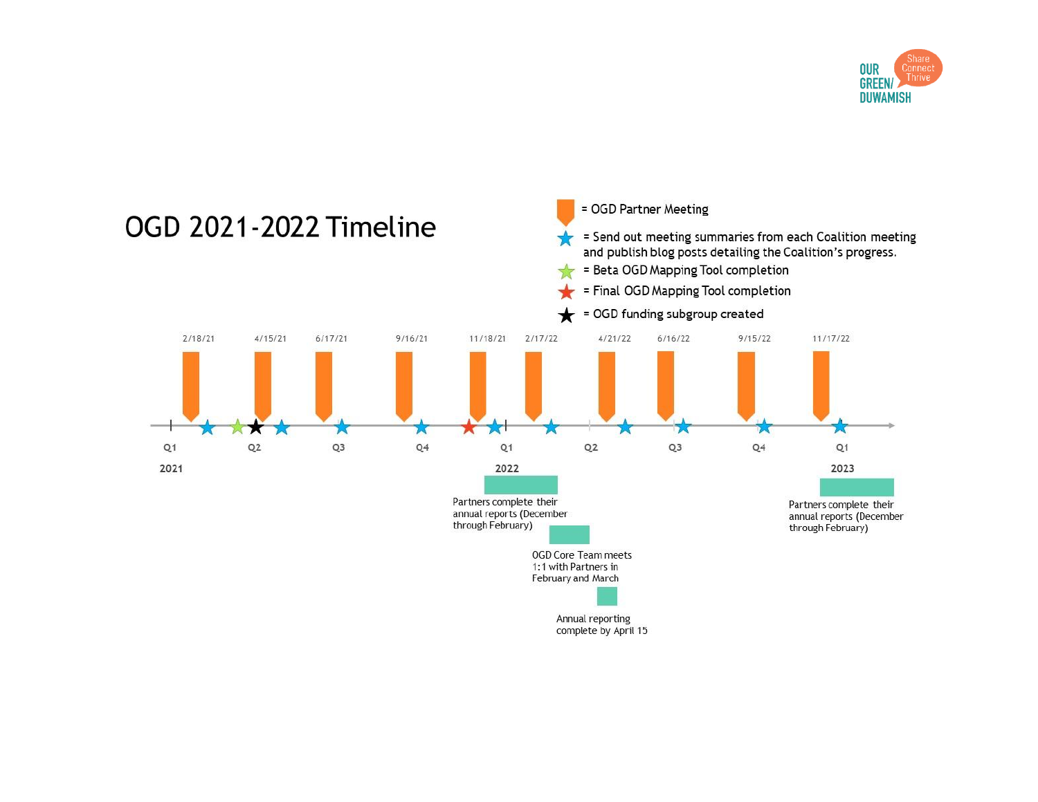OUR GREEN/ DUWAMISH
Share Connect Thrive

# OGD 2021-2022 Timeline

= OGD Partner Meeting

= Send out meeting summaries from each Coalition meeting and publish blog posts detailing the Coalition's progress.

= Beta OGD Mapping Tool completion

= Final OGD Mapping Tool completion

= OGD funding subgroup created

2/18/21
4/15/21
6/17/21
9/16/21
11/18/21
2/17/22
4/21/22
6/16/22
9/15/22
11/17/22

Q1
Q2
Q3
Q4
Q1
Q2
Q3
Q4
Q1

2021
2022
2023

Partners complete their annual reports (December through February)

OGD Core Team meets 1:1 with Partners in February and March

Annual reporting complete by April 15

Partners complete their annual reports (December through February)